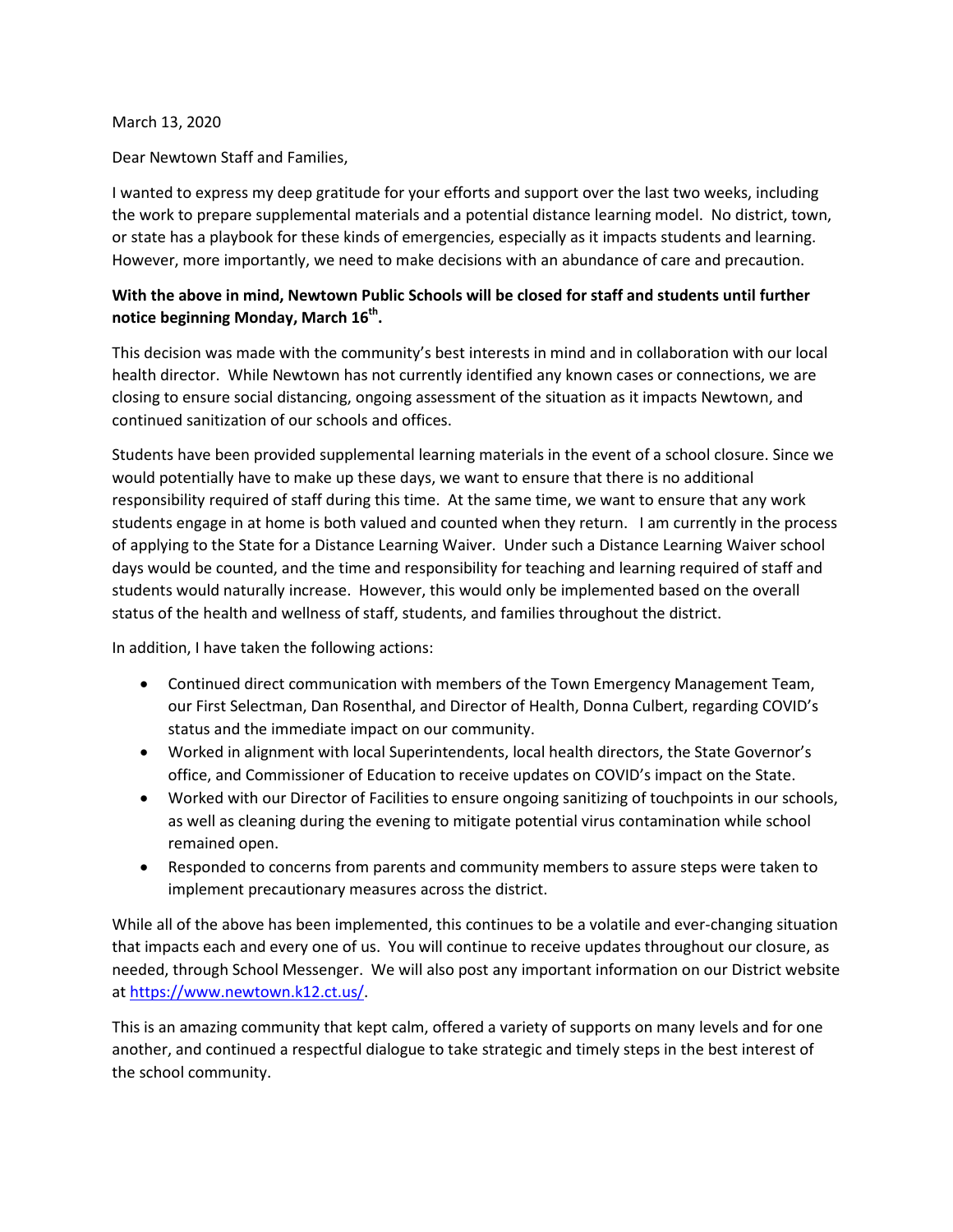March 13, 2020

Dear Newtown Staff and Families,

I wanted to express my deep gratitude for your efforts and support over the last two weeks, including the work to prepare supplemental materials and a potential distance learning model. No district, town, or state has a playbook for these kinds of emergencies, especially as it impacts students and learning. However, more importantly, we need to make decisions with an abundance of care and precaution.

**With the above in mind, Newtown Public Schools will be closed for staff and students until further notice beginning Monday, March 16th.**

This decision was made with the community's best interests in mind and in collaboration with our local health director. While Newtown has not currently identified any known cases or connections, we are closing to ensure social distancing, ongoing assessment of the situation as it impacts Newtown, and continued sanitization of our schools and offices.

Students have been provided supplemental learning materials in the event of a school closure. Since we would potentially have to make up these days, we want to ensure that there is no additional responsibility required of staff during this time. At the same time, we want to ensure that any work students engage in at home is both valued and counted when they return. I am currently in the process of applying to the State for a Distance Learning Waiver. Under such a Distance Learning Waiver school days would be counted, and the time and responsibility for teaching and learning required of staff and students would naturally increase. However, this would only be implemented based on the overall status of the health and wellness of staff, students, and families throughout the district.

In addition, I have taken the following actions:

- Continued direct communication with members of the Town Emergency Management Team, our First Selectman, Dan Rosenthal, and Director of Health, Donna Culbert, regarding COVID's status and the immediate impact on our community.
- Worked in alignment with local Superintendents, local health directors, the State Governor's office, and Commissioner of Education to receive updates on COVID's impact on the State.
- Worked with our Director of Facilities to ensure ongoing sanitizing of touchpoints in our schools, as well as cleaning during the evening to mitigate potential virus contamination while school remained open.
- Responded to concerns from parents and community members to assure steps were taken to implement precautionary measures across the district.

While all of the above has been implemented, this continues to be a volatile and ever-changing situation that impacts each and every one of us. You will continue to receive updates throughout our closure, as needed, through School Messenger. We will also post any important information on our District website at https://www.newtown.k12.ct.us/.

This is an amazing community that kept calm, offered a variety of supports on many levels and for one another, and continued a respectful dialogue to take strategic and timely steps in the best interest of the school community.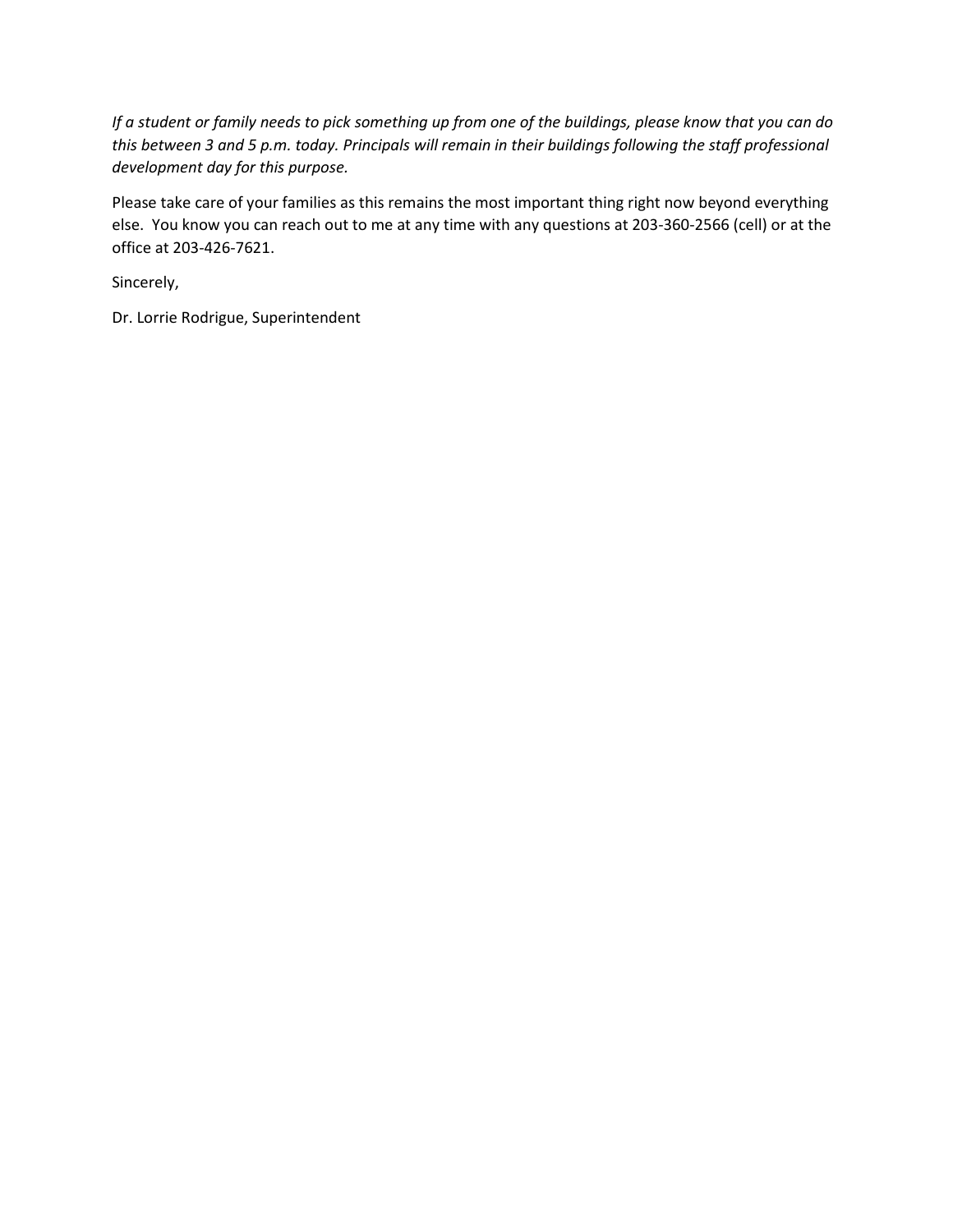*If a student or family needs to pick something up from one of the buildings, please know that you can do this between 3 and 5 p.m. today. Principals will remain in their buildings following the staff professional development day for this purpose.*

Please take care of your families as this remains the most important thing right now beyond everything else.  You know you can reach out to me at any time with any questions at 203-360-2566 (cell) or at the office at 203-426-7621.

Sincerely,

Dr. Lorrie Rodrigue, Superintendent